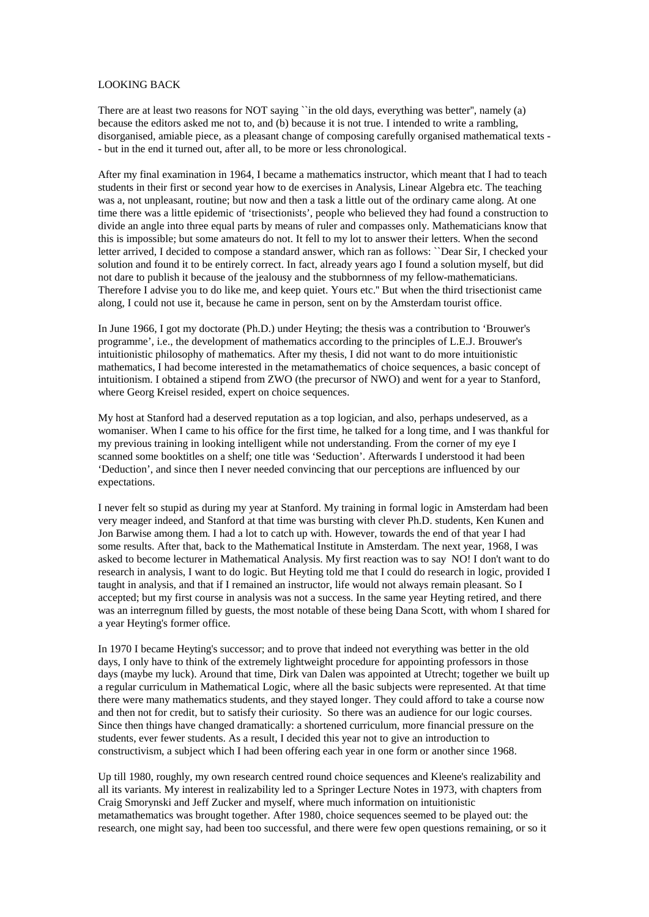LOOKING BACK

There are at least two reasons for NOT saying ``in the old days, everything was better'', namely (a) because the editors asked me not to, and (b) because it is not true. I intended to write a rambling, disorganised, amiable piece, as a pleasant change of composing carefully organised mathematical texts -- but in the end it turned out, after all, to be more or less chronological.

After my final examination in 1964, I became a mathematics instructor, which meant that I had to teach students in their first or second year how to de exercises in Analysis, Linear Algebra etc. The teaching was a, not unpleasant, routine; but now and then a task a little out of the ordinary came along. At one time there was a little epidemic of 'trisectionists', people who believed they had found a construction to divide an angle into three equal parts by means of ruler and compasses only. Mathematicians know that this is impossible; but some amateurs do not. It fell to my lot to answer their letters. When the second letter arrived, I decided to compose a standard answer, which ran as follows: ``Dear Sir, I checked your solution and found it to be entirely correct. In fact, already years ago I found a solution myself, but did not dare to publish it because of the jealousy and the stubbornness of my fellow-mathematicians. Therefore I advise you to do like me, and keep quiet. Yours etc.'' But when the third trisectionist came along, I could not use it, because he came in person, sent on by the Amsterdam tourist office.

In June 1966, I got my doctorate (Ph.D.) under Heyting; the thesis was a contribution to 'Brouwer's programme', i.e., the development of mathematics according to the principles of L.E.J. Brouwer's intuitionistic philosophy of mathematics. After my thesis, I did not want to do more intuitionistic mathematics, I had become interested in the metamathematics of choice sequences, a basic concept of intuitionism. I obtained a stipend from ZWO (the precursor of NWO) and went for a year to Stanford, where Georg Kreisel resided, expert on choice sequences.

My host at Stanford had a deserved reputation as a top logician, and also, perhaps undeserved, as a womaniser. When I came to his office for the first time, he talked for a long time, and I was thankful for my previous training in looking intelligent while not understanding. From the corner of my eye I scanned some booktitles on a shelf; one title was 'Seduction'. Afterwards I understood it had been 'Deduction', and since then I never needed convincing that our perceptions are influenced by our expectations.

I never felt so stupid as during my year at Stanford. My training in formal logic in Amsterdam had been very meager indeed, and Stanford at that time was bursting with clever Ph.D. students, Ken Kunen and Jon Barwise among them. I had a lot to catch up with. However, towards the end of that year I had some results. After that, back to the Mathematical Institute in Amsterdam. The next year, 1968, I was asked to become lecturer in Mathematical Analysis. My first reaction was to say NO! I don't want to do research in analysis, I want to do logic. But Heyting told me that I could do research in logic, provided I taught in analysis, and that if I remained an instructor, life would not always remain pleasant. So I accepted; but my first course in analysis was not a success. In the same year Heyting retired, and there was an interregnum filled by guests, the most notable of these being Dana Scott, with whom I shared for a year Heyting's former office.

In 1970 I became Heyting's successor; and to prove that indeed not everything was better in the old days, I only have to think of the extremely lightweight procedure for appointing professors in those days (maybe my luck). Around that time, Dirk van Dalen was appointed at Utrecht; together we built up a regular curriculum in Mathematical Logic, where all the basic subjects were represented. At that time there were many mathematics students, and they stayed longer. They could afford to take a course now and then not for credit, but to satisfy their curiosity. So there was an audience for our logic courses. Since then things have changed dramatically: a shortened curriculum, more financial pressure on the students, ever fewer students. As a result, I decided this year not to give an introduction to constructivism, a subject which I had been offering each year in one form or another since 1968.

Up till 1980, roughly, my own research centred round choice sequences and Kleene's realizability and all its variants. My interest in realizability led to a Springer Lecture Notes in 1973, with chapters from Craig Smorynski and Jeff Zucker and myself, where much information on intuitionistic metamathematics was brought together. After 1980, choice sequences seemed to be played out: the research, one might say, had been too successful, and there were few open questions remaining, or so it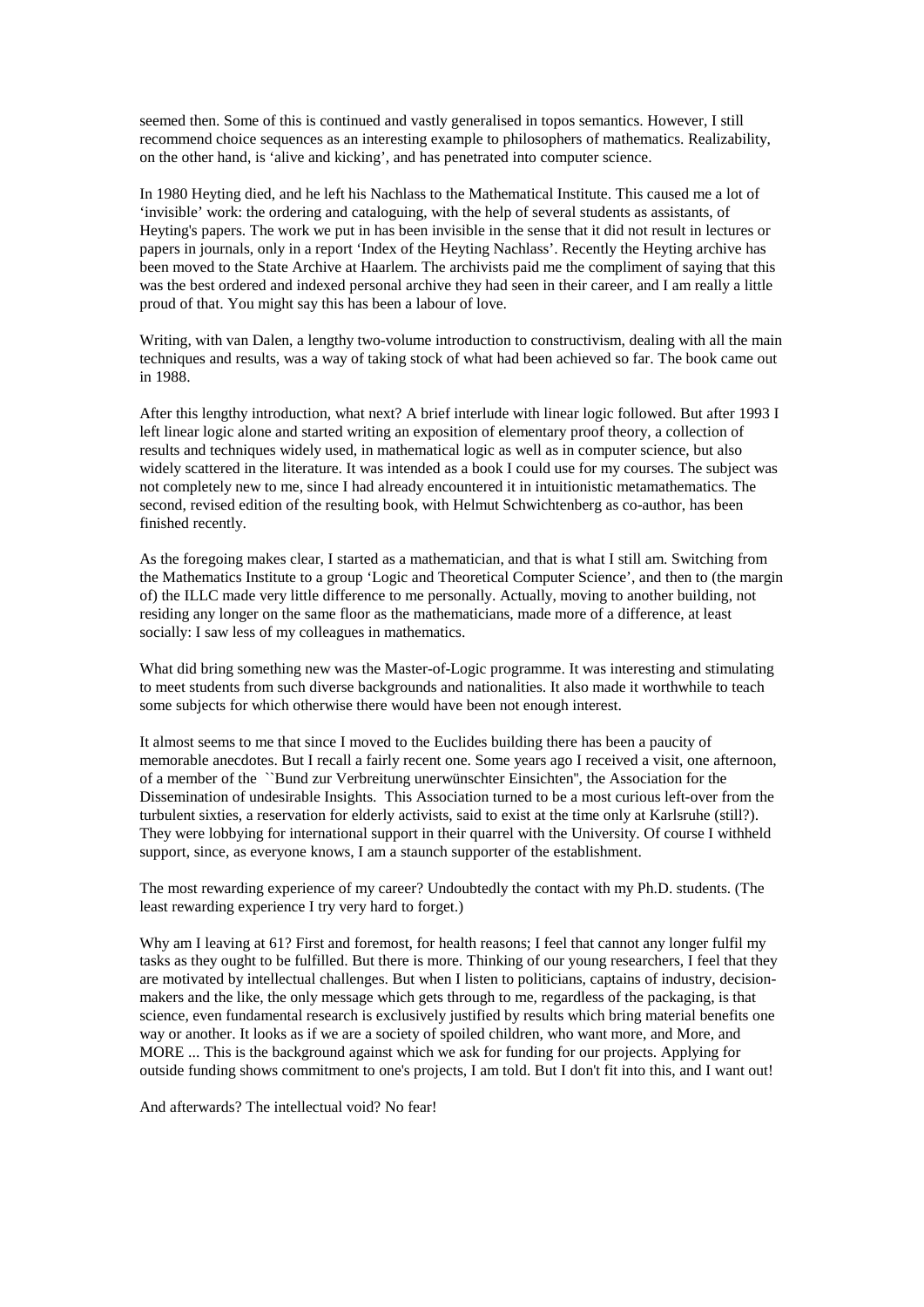seemed then. Some of this is continued and vastly generalised in topos semantics. However, I still recommend choice sequences as an interesting example to philosophers of mathematics. Realizability, on the other hand, is 'alive and kicking', and has penetrated into computer science.

In 1980 Heyting died, and he left his Nachlass to the Mathematical Institute. This caused me a lot of 'invisible' work: the ordering and cataloguing, with the help of several students as assistants, of Heyting's papers. The work we put in has been invisible in the sense that it did not result in lectures or papers in journals, only in a report 'Index of the Heyting Nachlass'. Recently the Heyting archive has been moved to the State Archive at Haarlem. The archivists paid me the compliment of saying that this was the best ordered and indexed personal archive they had seen in their career, and I am really a little proud of that. You might say this has been a labour of love.

Writing, with van Dalen, a lengthy two-volume introduction to constructivism, dealing with all the main techniques and results, was a way of taking stock of what had been achieved so far. The book came out in 1988.

After this lengthy introduction, what next? A brief interlude with linear logic followed. But after 1993 I left linear logic alone and started writing an exposition of elementary proof theory, a collection of results and techniques widely used, in mathematical logic as well as in computer science, but also widely scattered in the literature. It was intended as a book I could use for my courses. The subject was not completely new to me, since I had already encountered it in intuitionistic metamathematics. The second, revised edition of the resulting book, with Helmut Schwichtenberg as co-author, has been finished recently.

As the foregoing makes clear, I started as a mathematician, and that is what I still am. Switching from the Mathematics Institute to a group 'Logic and Theoretical Computer Science', and then to (the margin of) the ILLC made very little difference to me personally. Actually, moving to another building, not residing any longer on the same floor as the mathematicians, made more of a difference, at least socially: I saw less of my colleagues in mathematics.

What did bring something new was the Master-of-Logic programme. It was interesting and stimulating to meet students from such diverse backgrounds and nationalities. It also made it worthwhile to teach some subjects for which otherwise there would have been not enough interest.

It almost seems to me that since I moved to the Euclides building there has been a paucity of memorable anecdotes. But I recall a fairly recent one. Some years ago I received a visit, one afternoon, of a member of the ``Bund zur Verbreitung unerwünschter Einsichten'', the Association for the Dissemination of undesirable Insights. This Association turned to be a most curious left-over from the turbulent sixties, a reservation for elderly activists, said to exist at the time only at Karlsruhe (still?). They were lobbying for international support in their quarrel with the University. Of course I withheld support, since, as everyone knows, I am a staunch supporter of the establishment.

The most rewarding experience of my career? Undoubtedly the contact with my Ph.D. students. (The least rewarding experience I try very hard to forget.)

Why am I leaving at 61? First and foremost, for health reasons; I feel that cannot any longer fulfil my tasks as they ought to be fulfilled. But there is more. Thinking of our young researchers, I feel that they are motivated by intellectual challenges. But when I listen to politicians, captains of industry, decision-makers and the like, the only message which gets through to me, regardless of the packaging, is that science, even fundamental research is exclusively justified by results which bring material benefits one way or another. It looks as if we are a society of spoiled children, who want more, and More, and MORE ... This is the background against which we ask for funding for our projects. Applying for outside funding shows commitment to one's projects, I am told. But I don't fit into this, and I want out!

And afterwards? The intellectual void? No fear!